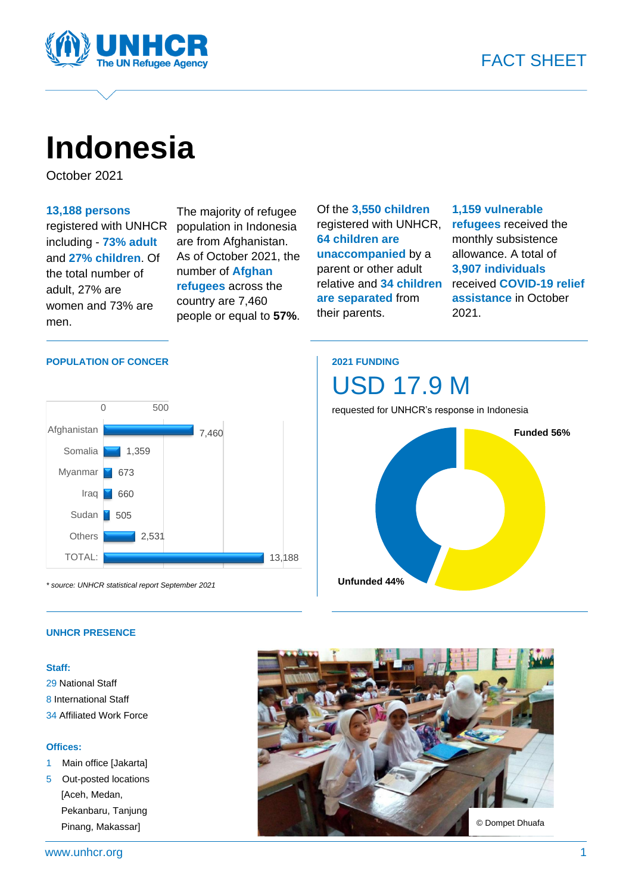# Indonesia

FACT SHEET

October 2021

**13,188 persons** registered with UNHCR including - **73% adult** and **27% children**. Of the total number of adult, 27% are women and 73% are men.

The majority of refugee population in Indonesia are from Afghanistan. As of October 2021, the number of **Afghan refugees** across the country are 7,460 people or equal to **57%**.

Of the **3,550 children** registered with UNHCR, **64 children are unaccompanied** by a parent or other adult relative and **34 children are separated** from their parents.

**1,159 vulnerable refugees** received the monthly subsistence allowance. A total of **3,907 individuals** received **COVID-19 relief assistance** in October 2021.

## POPULATION OF CONCER

| Country | Persons |
|---|---|
| Afghanistan | 7,460 |
| Somalia | 1,359 |
| Myanmar | 673 |
| Iraq | 660 |
| Sudan | 505 |
| Others | 2,531 |
| TOTAL: | 13,188 |

*\* source: UNHCR statistical report September 2021*

## 2021 FUNDING

USD 17.9 M

requested for UNHCR's response in Indonesia

- Funded 56%
- Unfunded 44%

## UNHCR PRESENCE

**Staff:**

29 National Staff
8 International Staff
34 Affiliated Work Force

**Offices:**

1 Main office [Jakarta]
5 Out-posted locations [Aceh, Medan, Pekanbaru, Tanjung Pinang, Makassar]

© Dompet Dhuafa

www.unhcr.org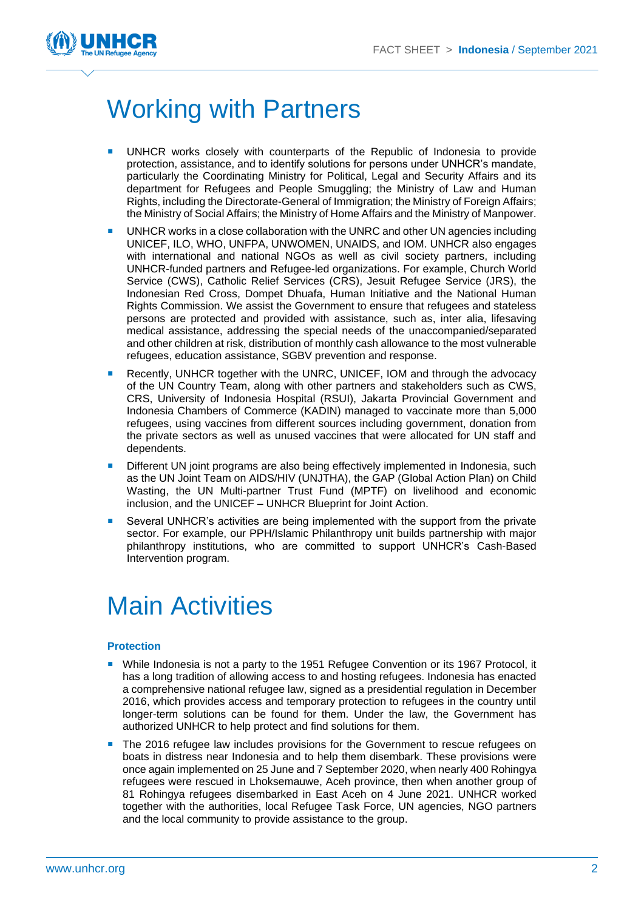# Working with Partners

- UNHCR works closely with counterparts of the Republic of Indonesia to provide protection, assistance, and to identify solutions for persons under UNHCR's mandate, particularly the Coordinating Ministry for Political, Legal and Security Affairs and its department for Refugees and People Smuggling; the Ministry of Law and Human Rights, including the Directorate-General of Immigration; the Ministry of Foreign Affairs; the Ministry of Social Affairs; the Ministry of Home Affairs and the Ministry of Manpower.
- UNHCR works in a close collaboration with the UNRC and other UN agencies including UNICEF, ILO, WHO, UNFPA, UNWOMEN, UNAIDS, and IOM. UNHCR also engages with international and national NGOs as well as civil society partners, including UNHCR-funded partners and Refugee-led organizations. For example, Church World Service (CWS), Catholic Relief Services (CRS), Jesuit Refugee Service (JRS), the Indonesian Red Cross, Dompet Dhuafa, Human Initiative and the National Human Rights Commission. We assist the Government to ensure that refugees and stateless persons are protected and provided with assistance, such as, inter alia, lifesaving medical assistance, addressing the special needs of the unaccompanied/separated and other children at risk, distribution of monthly cash allowance to the most vulnerable refugees, education assistance, SGBV prevention and response.
- Recently, UNHCR together with the UNRC, UNICEF, IOM and through the advocacy of the UN Country Team, along with other partners and stakeholders such as CWS, CRS, University of Indonesia Hospital (RSUI), Jakarta Provincial Government and Indonesia Chambers of Commerce (KADIN) managed to vaccinate more than 5,000 refugees, using vaccines from different sources including government, donation from the private sectors as well as unused vaccines that were allocated for UN staff and dependents.
- Different UN joint programs are also being effectively implemented in Indonesia, such as the UN Joint Team on AIDS/HIV (UNJTHA), the GAP (Global Action Plan) on Child Wasting, the UN Multi-partner Trust Fund (MPTF) on livelihood and economic inclusion, and the UNICEF – UNHCR Blueprint for Joint Action.
- Several UNHCR's activities are being implemented with the support from the private sector. For example, our PPH/Islamic Philanthropy unit builds partnership with major philanthropy institutions, who are committed to support UNHCR's Cash-Based Intervention program.

# Main Activities

### Protection

- While Indonesia is not a party to the 1951 Refugee Convention or its 1967 Protocol, it has a long tradition of allowing access to and hosting refugees. Indonesia has enacted a comprehensive national refugee law, signed as a presidential regulation in December 2016, which provides access and temporary protection to refugees in the country until longer-term solutions can be found for them. Under the law, the Government has authorized UNHCR to help protect and find solutions for them.
- The 2016 refugee law includes provisions for the Government to rescue refugees on boats in distress near Indonesia and to help them disembark. These provisions were once again implemented on 25 June and 7 September 2020, when nearly 400 Rohingya refugees were rescued in Lhoksemauwe, Aceh province, then when another group of 81 Rohingya refugees disembarked in East Aceh on 4 June 2021. UNHCR worked together with the authorities, local Refugee Task Force, UN agencies, NGO partners and the local community to provide assistance to the group.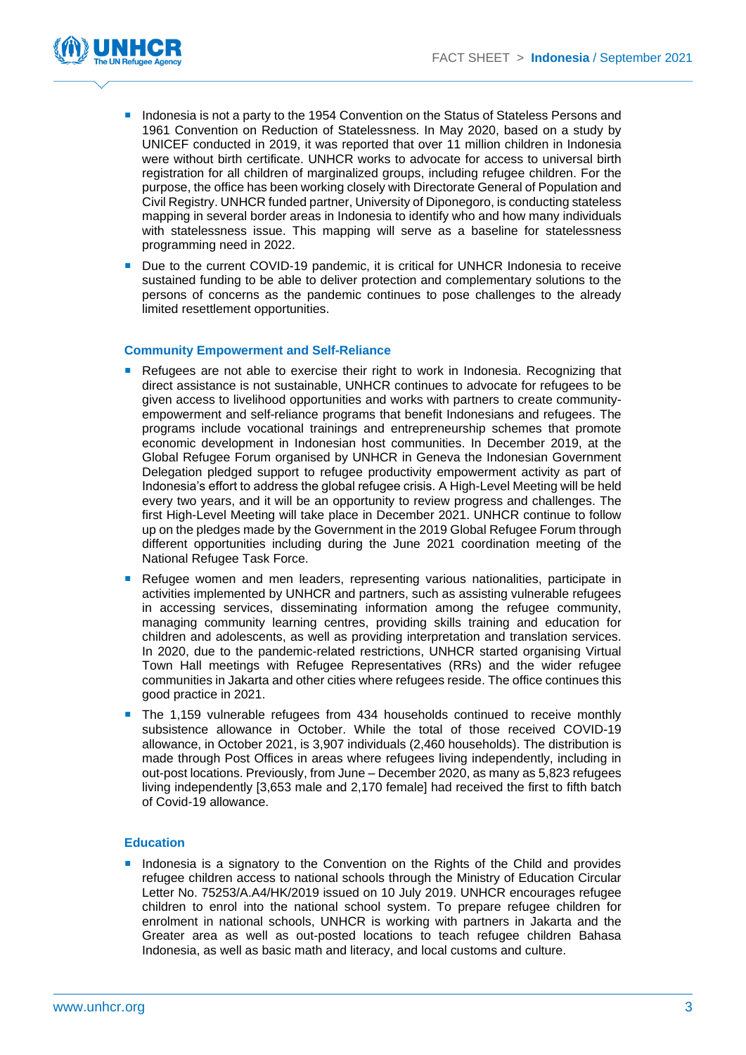- Indonesia is not a party to the 1954 Convention on the Status of Stateless Persons and 1961 Convention on Reduction of Statelessness. In May 2020, based on a study by UNICEF conducted in 2019, it was reported that over 11 million children in Indonesia were without birth certificate. UNHCR works to advocate for access to universal birth registration for all children of marginalized groups, including refugee children. For the purpose, the office has been working closely with Directorate General of Population and Civil Registry. UNHCR funded partner, University of Diponegoro, is conducting stateless mapping in several border areas in Indonesia to identify who and how many individuals with statelessness issue. This mapping will serve as a baseline for statelessness programming need in 2022.
- Due to the current COVID-19 pandemic, it is critical for UNHCR Indonesia to receive sustained funding to be able to deliver protection and complementary solutions to the persons of concerns as the pandemic continues to pose challenges to the already limited resettlement opportunities.

### Community Empowerment and Self-Reliance

- Refugees are not able to exercise their right to work in Indonesia. Recognizing that direct assistance is not sustainable, UNHCR continues to advocate for refugees to be given access to livelihood opportunities and works with partners to create community-empowerment and self-reliance programs that benefit Indonesians and refugees. The programs include vocational trainings and entrepreneurship schemes that promote economic development in Indonesian host communities. In December 2019, at the Global Refugee Forum organised by UNHCR in Geneva the Indonesian Government Delegation pledged support to refugee productivity empowerment activity as part of Indonesia's effort to address the global refugee crisis. A High-Level Meeting will be held every two years, and it will be an opportunity to review progress and challenges. The first High-Level Meeting will take place in December 2021. UNHCR continue to follow up on the pledges made by the Government in the 2019 Global Refugee Forum through different opportunities including during the June 2021 coordination meeting of the National Refugee Task Force.
- Refugee women and men leaders, representing various nationalities, participate in activities implemented by UNHCR and partners, such as assisting vulnerable refugees in accessing services, disseminating information among the refugee community, managing community learning centres, providing skills training and education for children and adolescents, as well as providing interpretation and translation services. In 2020, due to the pandemic-related restrictions, UNHCR started organising Virtual Town Hall meetings with Refugee Representatives (RRs) and the wider refugee communities in Jakarta and other cities where refugees reside. The office continues this good practice in 2021.
- The 1,159 vulnerable refugees from 434 households continued to receive monthly subsistence allowance in October. While the total of those received COVID-19 allowance, in October 2021, is 3,907 individuals (2,460 households). The distribution is made through Post Offices in areas where refugees living independently, including in out-post locations. Previously, from June – December 2020, as many as 5,823 refugees living independently [3,653 male and 2,170 female] had received the first to fifth batch of Covid-19 allowance.

### Education

- Indonesia is a signatory to the Convention on the Rights of the Child and provides refugee children access to national schools through the Ministry of Education Circular Letter No. 75253/A.A4/HK/2019 issued on 10 July 2019. UNHCR encourages refugee children to enrol into the national school system. To prepare refugee children for enrolment in national schools, UNHCR is working with partners in Jakarta and the Greater area as well as out-posted locations to teach refugee children Bahasa Indonesia, as well as basic math and literacy, and local customs and culture.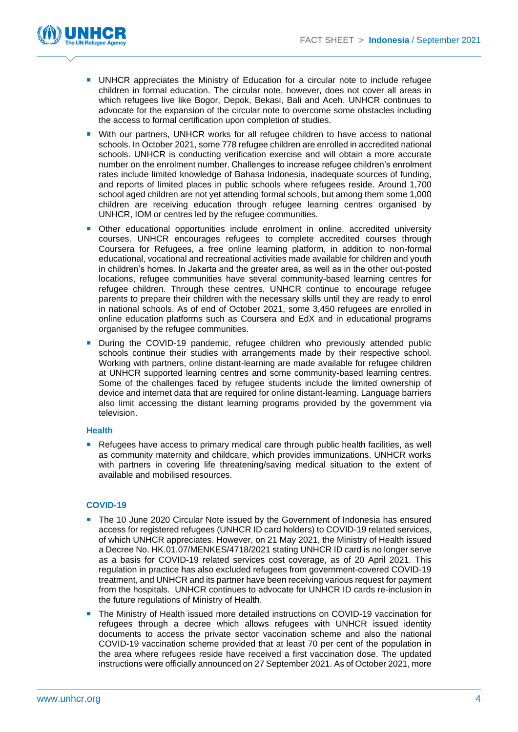- UNHCR appreciates the Ministry of Education for a circular note to include refugee children in formal education. The circular note, however, does not cover all areas in which refugees live like Bogor, Depok, Bekasi, Bali and Aceh. UNHCR continues to advocate for the expansion of the circular note to overcome some obstacles including the access to formal certification upon completion of studies.
- With our partners, UNHCR works for all refugee children to have access to national schools. In October 2021, some 778 refugee children are enrolled in accredited national schools. UNHCR is conducting verification exercise and will obtain a more accurate number on the enrolment number. Challenges to increase refugee children's enrolment rates include limited knowledge of Bahasa Indonesia, inadequate sources of funding, and reports of limited places in public schools where refugees reside. Around 1,700 school aged children are not yet attending formal schools, but among them some 1,000 children are receiving education through refugee learning centres organised by UNHCR, IOM or centres led by the refugee communities.
- Other educational opportunities include enrolment in online, accredited university courses. UNHCR encourages refugees to complete accredited courses through Coursera for Refugees, a free online learning platform, in addition to non-formal educational, vocational and recreational activities made available for children and youth in children's homes. In Jakarta and the greater area, as well as in the other out-posted locations, refugee communities have several community-based learning centres for refugee children. Through these centres, UNHCR continue to encourage refugee parents to prepare their children with the necessary skills until they are ready to enrol in national schools. As of end of October 2021, some 3,450 refugees are enrolled in online education platforms such as Coursera and EdX and in educational programs organised by the refugee communities.
- During the COVID-19 pandemic, refugee children who previously attended public schools continue their studies with arrangements made by their respective school. Working with partners, online distant-learning are made available for refugee children at UNHCR supported learning centres and some community-based learning centres. Some of the challenges faced by refugee students include the limited ownership of device and internet data that are required for online distant-learning. Language barriers also limit accessing the distant learning programs provided by the government via television.

### Health

- Refugees have access to primary medical care through public health facilities, as well as community maternity and childcare, which provides immunizations. UNHCR works with partners in covering life threatening/saving medical situation to the extent of available and mobilised resources.

### COVID-19

- The 10 June 2020 Circular Note issued by the Government of Indonesia has ensured access for registered refugees (UNHCR ID card holders) to COVID-19 related services, of which UNHCR appreciates. However, on 21 May 2021, the Ministry of Health issued a Decree No. HK.01.07/MENKES/4718/2021 stating UNHCR ID card is no longer serve as a basis for COVID-19 related services cost coverage, as of 20 April 2021. This regulation in practice has also excluded refugees from government-covered COVID-19 treatment, and UNHCR and its partner have been receiving various request for payment from the hospitals. UNHCR continues to advocate for UNHCR ID cards re-inclusion in the future regulations of Ministry of Health.
- The Ministry of Health issued more detailed instructions on COVID-19 vaccination for refugees through a decree which allows refugees with UNHCR issued identity documents to access the private sector vaccination scheme and also the national COVID-19 vaccination scheme provided that at least 70 per cent of the population in the area where refugees reside have received a first vaccination dose. The updated instructions were officially announced on 27 September 2021. As of October 2021, more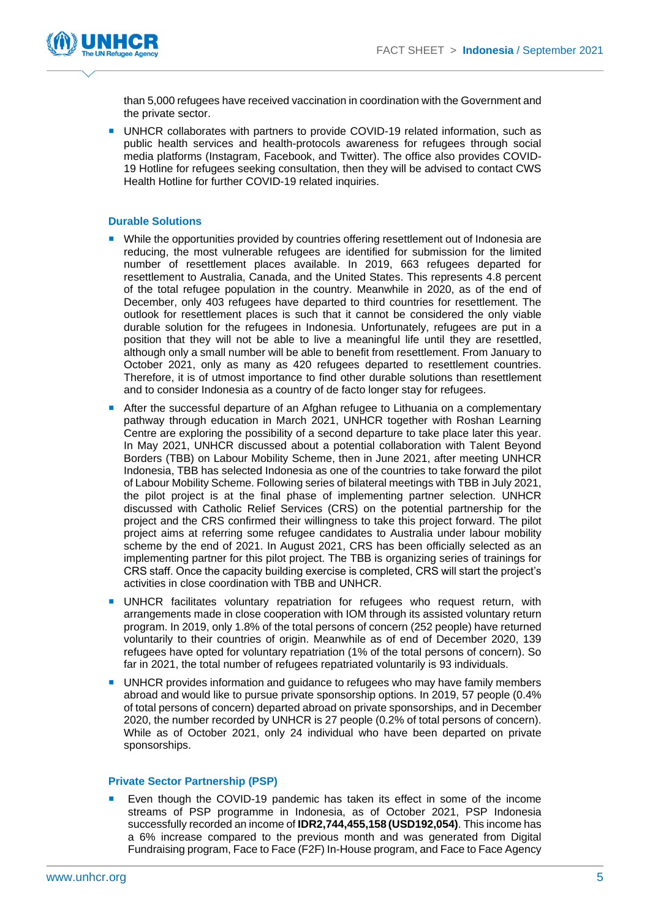than 5,000 refugees have received vaccination in coordination with the Government and the private sector.

- UNHCR collaborates with partners to provide COVID-19 related information, such as public health services and health-protocols awareness for refugees through social media platforms (Instagram, Facebook, and Twitter). The office also provides COVID-19 Hotline for refugees seeking consultation, then they will be advised to contact CWS Health Hotline for further COVID-19 related inquiries.

### Durable Solutions

- While the opportunities provided by countries offering resettlement out of Indonesia are reducing, the most vulnerable refugees are identified for submission for the limited number of resettlement places available. In 2019, 663 refugees departed for resettlement to Australia, Canada, and the United States. This represents 4.8 percent of the total refugee population in the country. Meanwhile in 2020, as of the end of December, only 403 refugees have departed to third countries for resettlement. The outlook for resettlement places is such that it cannot be considered the only viable durable solution for the refugees in Indonesia. Unfortunately, refugees are put in a position that they will not be able to live a meaningful life until they are resettled, although only a small number will be able to benefit from resettlement. From January to October 2021, only as many as 420 refugees departed to resettlement countries. Therefore, it is of utmost importance to find other durable solutions than resettlement and to consider Indonesia as a country of de facto longer stay for refugees.
- After the successful departure of an Afghan refugee to Lithuania on a complementary pathway through education in March 2021, UNHCR together with Roshan Learning Centre are exploring the possibility of a second departure to take place later this year. In May 2021, UNHCR discussed about a potential collaboration with Talent Beyond Borders (TBB) on Labour Mobility Scheme, then in June 2021, after meeting UNHCR Indonesia, TBB has selected Indonesia as one of the countries to take forward the pilot of Labour Mobility Scheme. Following series of bilateral meetings with TBB in July 2021, the pilot project is at the final phase of implementing partner selection. UNHCR discussed with Catholic Relief Services (CRS) on the potential partnership for the project and the CRS confirmed their willingness to take this project forward. The pilot project aims at referring some refugee candidates to Australia under labour mobility scheme by the end of 2021. In August 2021, CRS has been officially selected as an implementing partner for this pilot project. The TBB is organizing series of trainings for CRS staff. Once the capacity building exercise is completed, CRS will start the project's activities in close coordination with TBB and UNHCR.
- UNHCR facilitates voluntary repatriation for refugees who request return, with arrangements made in close cooperation with IOM through its assisted voluntary return program. In 2019, only 1.8% of the total persons of concern (252 people) have returned voluntarily to their countries of origin. Meanwhile as of end of December 2020, 139 refugees have opted for voluntary repatriation (1% of the total persons of concern). So far in 2021, the total number of refugees repatriated voluntarily is 93 individuals.
- UNHCR provides information and guidance to refugees who may have family members abroad and would like to pursue private sponsorship options. In 2019, 57 people (0.4% of total persons of concern) departed abroad on private sponsorships, and in December 2020, the number recorded by UNHCR is 27 people (0.2% of total persons of concern). While as of October 2021, only 24 individual who have been departed on private sponsorships.

### Private Sector Partnership (PSP)

- Even though the COVID-19 pandemic has taken its effect in some of the income streams of PSP programme in Indonesia, as of October 2021, PSP Indonesia successfully recorded an income of **IDR2,744,455,158 (USD192,054)**. This income has a 6% increase compared to the previous month and was generated from Digital Fundraising program, Face to Face (F2F) In-House program, and Face to Face Agency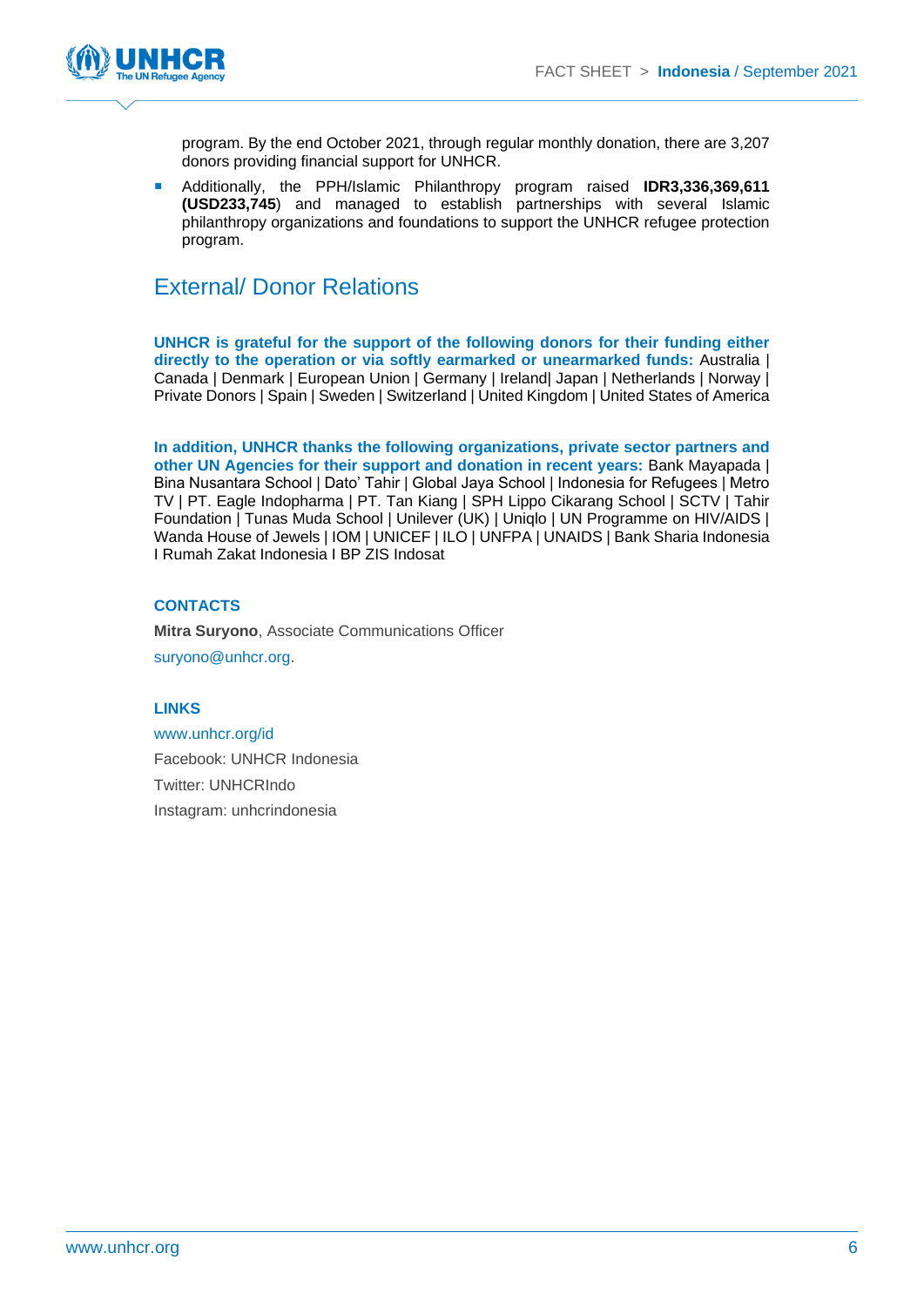program. By the end October 2021, through regular monthly donation, there are 3,207 donors providing financial support for UNHCR.

- Additionally, the PPH/Islamic Philanthropy program raised **IDR3,336,369,611 (USD233,745**) and managed to establish partnerships with several Islamic philanthropy organizations and foundations to support the UNHCR refugee protection program.

## External/ Donor Relations

**UNHCR is grateful for the support of the following donors for their funding either directly to the operation or via softly earmarked or unearmarked funds:** Australia | Canada | Denmark | European Union | Germany | Ireland| Japan | Netherlands | Norway | Private Donors | Spain | Sweden | Switzerland | United Kingdom | United States of America

**In addition, UNHCR thanks the following organizations, private sector partners and other UN Agencies for their support and donation in recent years:** Bank Mayapada | Bina Nusantara School | Dato' Tahir | Global Jaya School | Indonesia for Refugees | Metro TV | PT. Eagle Indopharma | PT. Tan Kiang | SPH Lippo Cikarang School | SCTV | Tahir Foundation | Tunas Muda School | Unilever (UK) | Uniqlo | UN Programme on HIV/AIDS | Wanda House of Jewels | IOM | UNICEF | ILO | UNFPA | UNAIDS | Bank Sharia Indonesia I Rumah Zakat Indonesia I BP ZIS Indosat

**CONTACTS**

**Mitra Suryono**, Associate Communications Officer

suryono@unhcr.org.

**LINKS**

www.unhcr.org/id

Facebook: UNHCR Indonesia

Twitter: UNHCRIndo

Instagram: unhcrindonesia